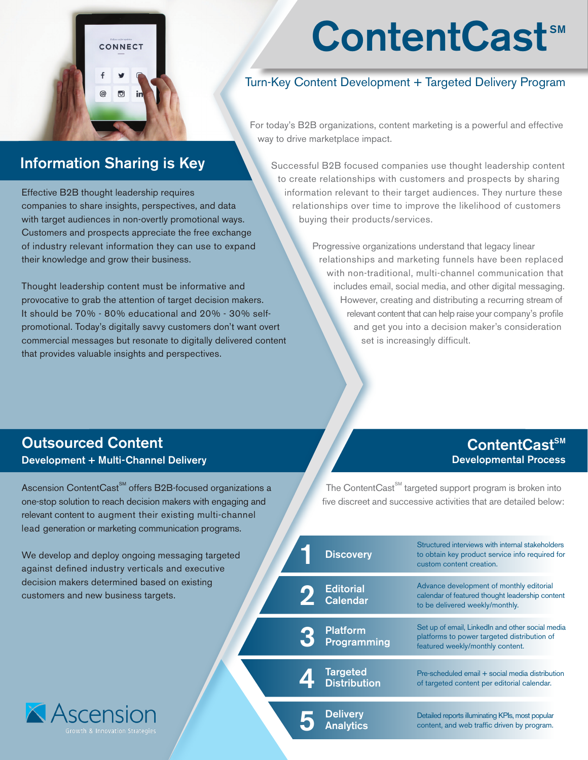# ContentCast℠

## Turn-Key Content Development + Targeted Delivery Program

For today's B2B organizations, content marketing is a powerful and effective way to drive marketplace impact.

Successful B2B focused companies use thought leadership content to create relationships with customers and prospects by sharing information relevant to their target audiences. They nurture these relationships over time to improve the likelihood of customers buying their products/services.

Progressive organizations understand that legacy linear relationships and marketing funnels have been replaced with non-traditional, multi-channel communication that includes email, social media, and other digital messaging. However, creating and distributing a recurring stream of relevant content that can help raise your company's profile and get you into a decision maker's consideration set is increasingly difficult.

## Information Sharing is Key

Effective B2B thought leadership requires companies to share insights, perspectives, and data with target audiences in non-overtly promotional ways. Customers and prospects appreciate the free exchange of industry relevant information they can use to expand their knowledge and grow their business.

Thought leadership content must be informative and provocative to grab the attention of target decision makers. It should be 70% - 80% educational and 20% - 30% self-promotional. Today's digitally savvy customers don't want overt commercial messages but resonate to digitally delivered content that provides valuable insights and perspectives.

## Outsourced Content

### Development + Multi-Channel Delivery

Ascension ContentCast℠ offers B2B-focused organizations a one-stop solution to reach decision makers with engaging and relevant content to augment their existing multi-channel lead generation or marketing communication programs.

We develop and deploy ongoing messaging targeted against defined industry verticals and executive decision makers determined based on existing customers and new business targets.

## ContentCast℠

### Developmental Process

The ContentCast℠ targeted support program is broken into five discreet and successive activities that are detailed below:

| # | Activity | Description |
|---|---|---|
| 1 | Discovery | Structured interviews with internal stakeholders to obtain key product service info required for custom content creation. |
| 2 | Editorial Calendar | Advance development of monthly editorial calendar of featured thought leadership content to be delivered weekly/monthly. |
| 3 | Platform Programming | Set up of email, LinkedIn and other social media platforms to power targeted distribution of featured weekly/monthly content. |
| 4 | Targeted Distribution | Pre-scheduled email + social media distribution of targeted content per editorial calendar. |
| 5 | Delivery Analytics | Detailed reports illuminating KPIs, most popular content, and web traffic driven by program. |

Ascension
Growth & Innovation Strategies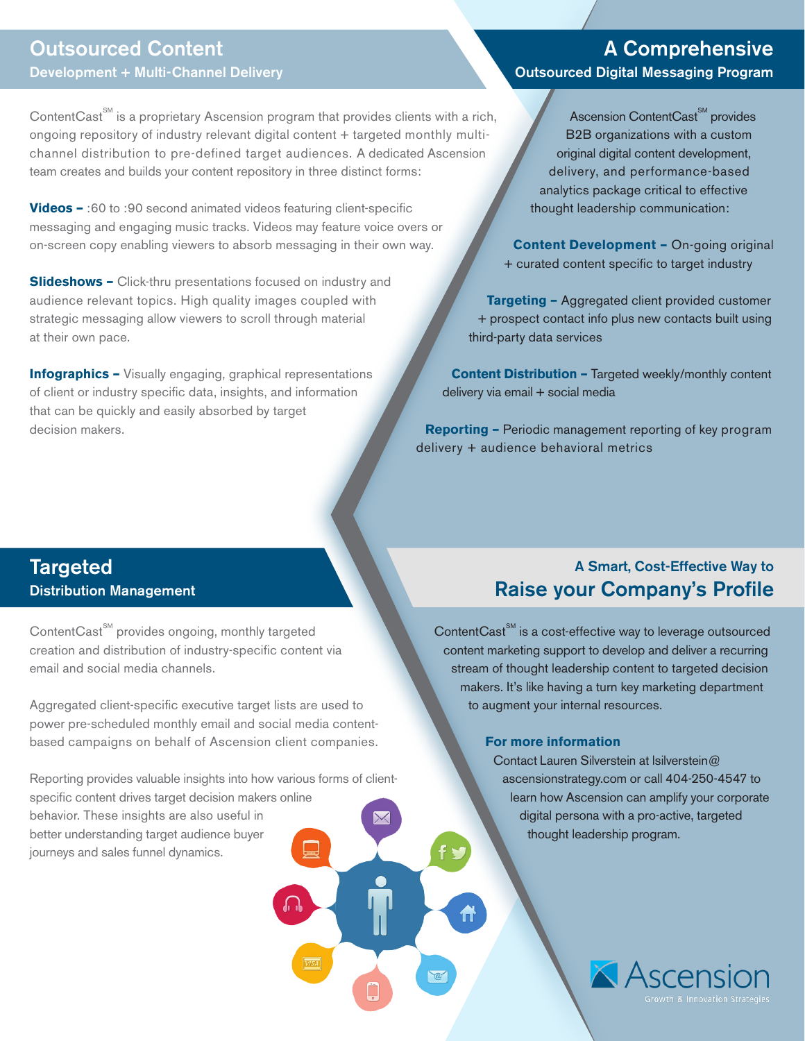## Outsourced Content
### Development + Multi-Channel Delivery

ContentCast[SM] is a proprietary Ascension program that provides clients with a rich, ongoing repository of industry relevant digital content + targeted monthly multi-channel distribution to pre-defined target audiences. A dedicated Ascension team creates and builds your content repository in three distinct forms:

**Videos –** :60 to :90 second animated videos featuring client-specific messaging and engaging music tracks. Videos may feature voice overs or on-screen copy enabling viewers to absorb messaging in their own way.

**Slideshows –** Click-thru presentations focused on industry and audience relevant topics. High quality images coupled with strategic messaging allow viewers to scroll through material at their own pace.

**Infographics –** Visually engaging, graphical representations of client or industry specific data, insights, and information that can be quickly and easily absorbed by target decision makers.

## A Comprehensive
### Outsourced Digital Messaging Program

Ascension ContentCast[SM] provides B2B organizations with a custom original digital content development, delivery, and performance-based analytics package critical to effective thought leadership communication:

**Content Development –** On-going original + curated content specific to target industry

**Targeting –** Aggregated client provided customer + prospect contact info plus new contacts built using third-party data services

**Content Distribution –** Targeted weekly/monthly content delivery via email + social media

**Reporting –** Periodic management reporting of key program delivery + audience behavioral metrics

## Targeted
### Distribution Management

ContentCast[SM] provides ongoing, monthly targeted creation and distribution of industry-specific content via email and social media channels.

Aggregated client-specific executive target lists are used to power pre-scheduled monthly email and social media content-based campaigns on behalf of Ascension client companies.

Reporting provides valuable insights into how various forms of client-specific content drives target decision makers online behavior. These insights are also useful in better understanding target audience buyer journeys and sales funnel dynamics.

### A Smart, Cost-Effective Way to
## Raise your Company's Profile

ContentCast[SM] is a cost-effective way to leverage outsourced content marketing support to develop and deliver a recurring stream of thought leadership content to targeted decision makers. It's like having a turn key marketing department to augment your internal resources.

**For more information**

Contact Lauren Silverstein at lsilverstein@ascensionstrategy.com or call 404-250-4547 to learn how Ascension can amplify your corporate digital persona with a pro-active, targeted thought leadership program.

Ascension
Growth & Innovation Strategies